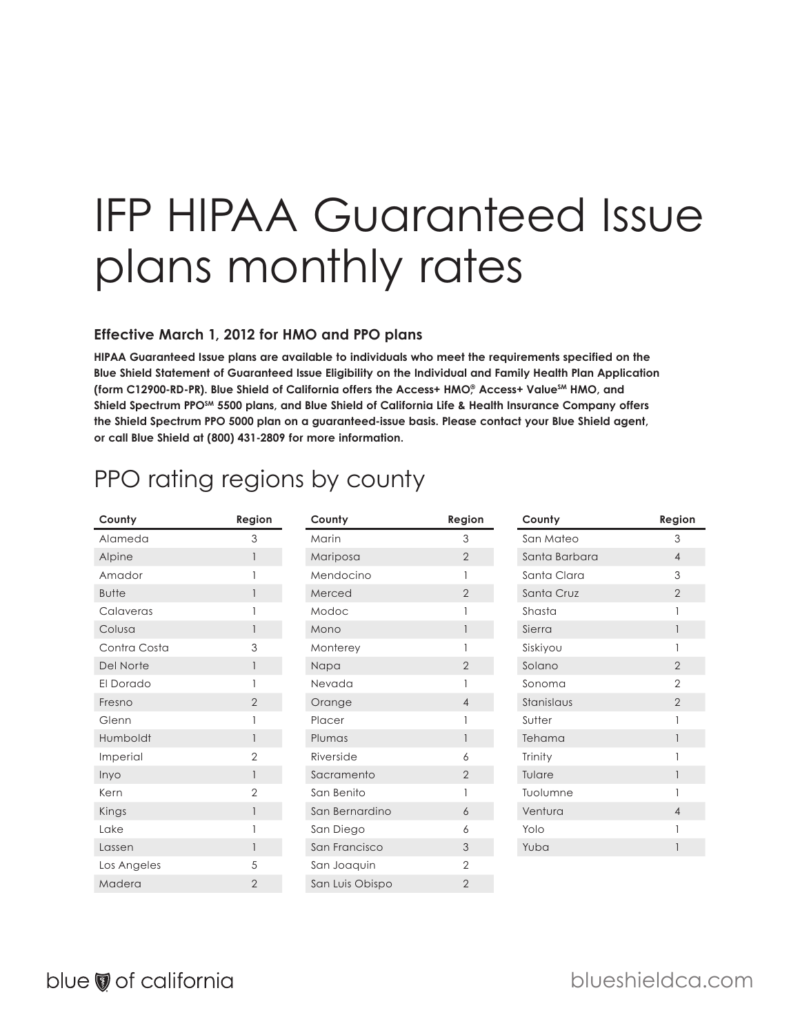# IFP HIPAA Guaranteed Issue plans monthly rates

### Effective March 1, 2012 for HMO and PPO plans

**HIPAA Guaranteed Issue plans are available to individuals who meet the requirements specified on the Blue Shield Statement of Guaranteed Issue Eligibility on the Individual and Family Health Plan Application (form C12900-RD-PR). Blue Shield of California offers the Access+ HMO®, Access+ Value℠ HMO, and Shield Spectrum PPO℠ 5500 plans, and Blue Shield of California Life & Health Insurance Company offers the Shield Spectrum PPO 5000 plan on a guaranteed-issue basis. Please contact your Blue Shield agent, or call Blue Shield at (800) 431-2809 for more information.**

## PPO rating regions by county

| County | Region |
|---|---|
| Alameda | 3 |
| Alpine | 1 |
| Amador | 1 |
| Butte | 1 |
| Calaveras | 1 |
| Colusa | 1 |
| Contra Costa | 3 |
| Del Norte | 1 |
| El Dorado | 1 |
| Fresno | 2 |
| Glenn | 1 |
| Humboldt | 1 |
| Imperial | 2 |
| Inyo | 1 |
| Kern | 2 |
| Kings | 1 |
| Lake | 1 |
| Lassen | 1 |
| Los Angeles | 5 |
| Madera | 2 |
| Marin | 3 |
| Mariposa | 2 |
| Mendocino | 1 |
| Merced | 2 |
| Modoc | 1 |
| Mono | 1 |
| Monterey | 1 |
| Napa | 2 |
| Nevada | 1 |
| Orange | 4 |
| Placer | 1 |
| Plumas | 1 |
| Riverside | 6 |
| Sacramento | 2 |
| San Benito | 1 |
| San Bernardino | 6 |
| San Diego | 6 |
| San Francisco | 3 |
| San Joaquin | 2 |
| San Luis Obispo | 2 |
| San Mateo | 3 |
| Santa Barbara | 4 |
| Santa Clara | 3 |
| Santa Cruz | 2 |
| Shasta | 1 |
| Sierra | 1 |
| Siskiyou | 1 |
| Solano | 2 |
| Sonoma | 2 |
| Stanislaus | 2 |
| Sutter | 1 |
| Tehama | 1 |
| Trinity | 1 |
| Tulare | 1 |
| Tuolumne | 1 |
| Ventura | 4 |
| Yolo | 1 |
| Yuba | 1 |

blue of california

blueshieldca.com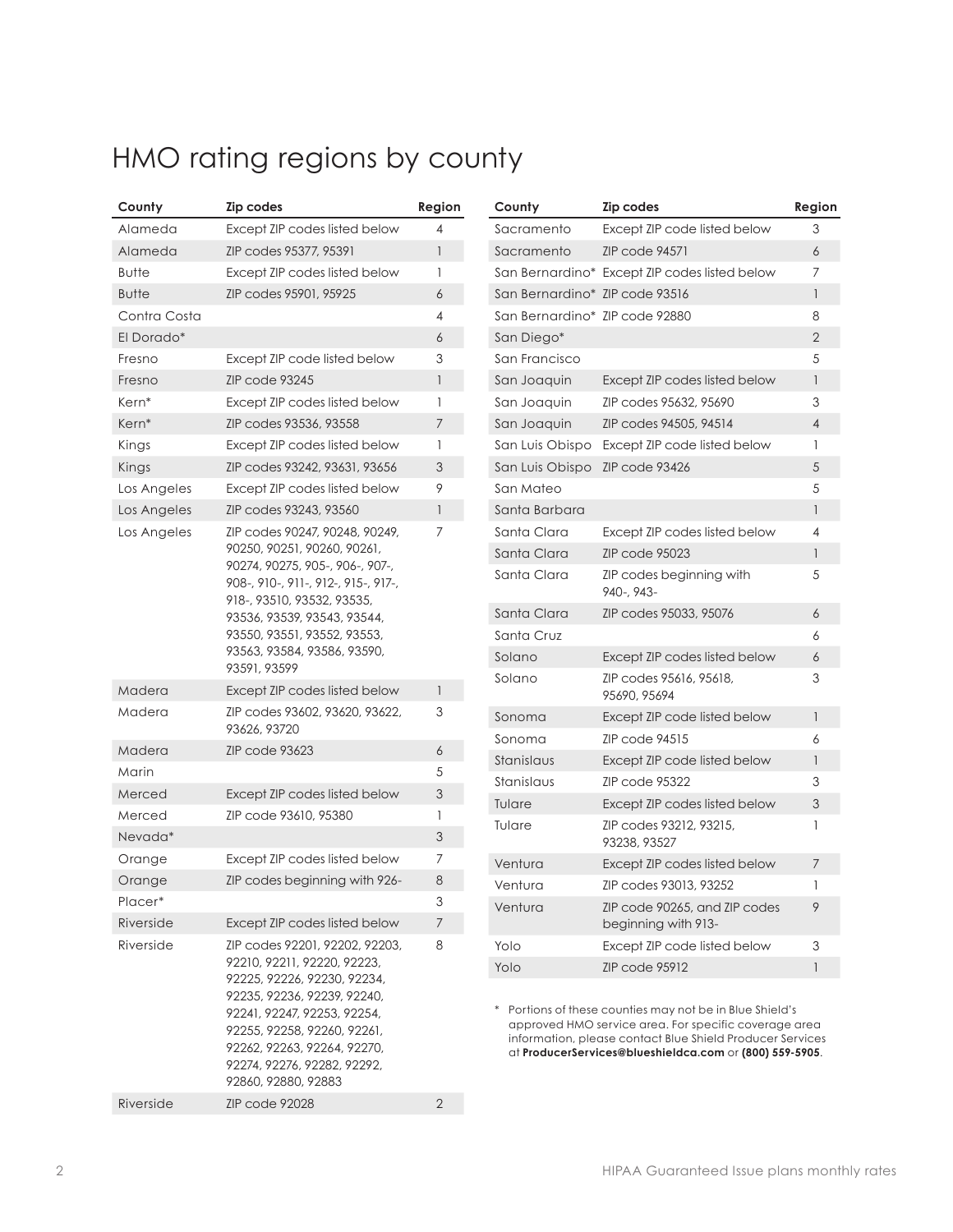# HMO rating regions by county

| County | Zip codes | Region |
|---|---|---|
| Alameda | Except ZIP codes listed below | 4 |
| Alameda | ZIP codes 95377, 95391 | 1 |
| Butte | Except ZIP codes listed below | 1 |
| Butte | ZIP codes 95901, 95925 | 6 |
| Contra Costa | | 4 |
| El Dorado* | | 6 |
| Fresno | Except ZIP code listed below | 3 |
| Fresno | ZIP code 93245 | 1 |
| Kern* | Except ZIP codes listed below | 1 |
| Kern* | ZIP codes 93536, 93558 | 7 |
| Kings | Except ZIP codes listed below | 1 |
| Kings | ZIP codes 93242, 93631, 93656 | 3 |
| Los Angeles | Except ZIP codes listed below | 9 |
| Los Angeles | ZIP codes 93243, 93560 | 1 |
| Los Angeles | ZIP codes 90247, 90248, 90249, 90250, 90251, 90260, 90261, 90274, 90275, 905-, 906-, 907-, 908-, 910-, 911-, 912-, 915-, 917-, 918-, 93510, 93532, 93535, 93536, 93539, 93543, 93544, 93550, 93551, 93552, 93553, 93563, 93584, 93586, 93590, 93591, 93599 | 7 |
| Madera | Except ZIP codes listed below | 1 |
| Madera | ZIP codes 93602, 93620, 93622, 93626, 93720 | 3 |
| Madera | ZIP code 93623 | 6 |
| Marin | | 5 |
| Merced | Except ZIP codes listed below | 3 |
| Merced | ZIP code 93610, 95380 | 1 |
| Nevada* | | 3 |
| Orange | Except ZIP codes listed below | 7 |
| Orange | ZIP codes beginning with 926- | 8 |
| Placer* | | 3 |
| Riverside | Except ZIP codes listed below | 7 |
| Riverside | ZIP codes 92201, 92202, 92203, 92210, 92211, 92220, 92223, 92225, 92226, 92230, 92234, 92235, 92236, 92239, 92240, 92241, 92247, 92253, 92254, 92255, 92258, 92260, 92261, 92262, 92263, 92264, 92270, 92274, 92276, 92282, 92292, 92860, 92880, 92883 | 8 |
| Riverside | ZIP code 92028 | 2 |
| Sacramento | Except ZIP code listed below | 3 |
| Sacramento | ZIP code 94571 | 6 |
| San Bernardino* | Except ZIP codes listed below | 7 |
| San Bernardino* | ZIP code 93516 | 1 |
| San Bernardino* | ZIP code 92880 | 8 |
| San Diego* | | 2 |
| San Francisco | | 5 |
| San Joaquin | Except ZIP codes listed below | 1 |
| San Joaquin | ZIP codes 95632, 95690 | 3 |
| San Joaquin | ZIP codes 94505, 94514 | 4 |
| San Luis Obispo | Except ZIP code listed below | 1 |
| San Luis Obispo | ZIP code 93426 | 5 |
| San Mateo | | 5 |
| Santa Barbara | | 1 |
| Santa Clara | Except ZIP codes listed below | 4 |
| Santa Clara | ZIP code 95023 | 1 |
| Santa Clara | ZIP codes beginning with 940-, 943- | 5 |
| Santa Clara | ZIP codes 95033, 95076 | 6 |
| Santa Cruz | | 6 |
| Solano | Except ZIP codes listed below | 6 |
| Solano | ZIP codes 95616, 95618, 95690, 95694 | 3 |
| Sonoma | Except ZIP code listed below | 1 |
| Sonoma | ZIP code 94515 | 6 |
| Stanislaus | Except ZIP code listed below | 1 |
| Stanislaus | ZIP code 95322 | 3 |
| Tulare | Except ZIP codes listed below | 3 |
| Tulare | ZIP codes 93212, 93215, 93238, 93527 | 1 |
| Ventura | Except ZIP codes listed below | 7 |
| Ventura | ZIP codes 93013, 93252 | 1 |
| Ventura | ZIP code 90265, and ZIP codes beginning with 913- | 9 |
| Yolo | Except ZIP code listed below | 3 |
| Yolo | ZIP code 95912 | 1 |

\* Portions of these counties may not be in Blue Shield's approved HMO service area. For specific coverage area information, please contact Blue Shield Producer Services at **ProducerServices@blueshieldca.com** or **(800) 559-5905**.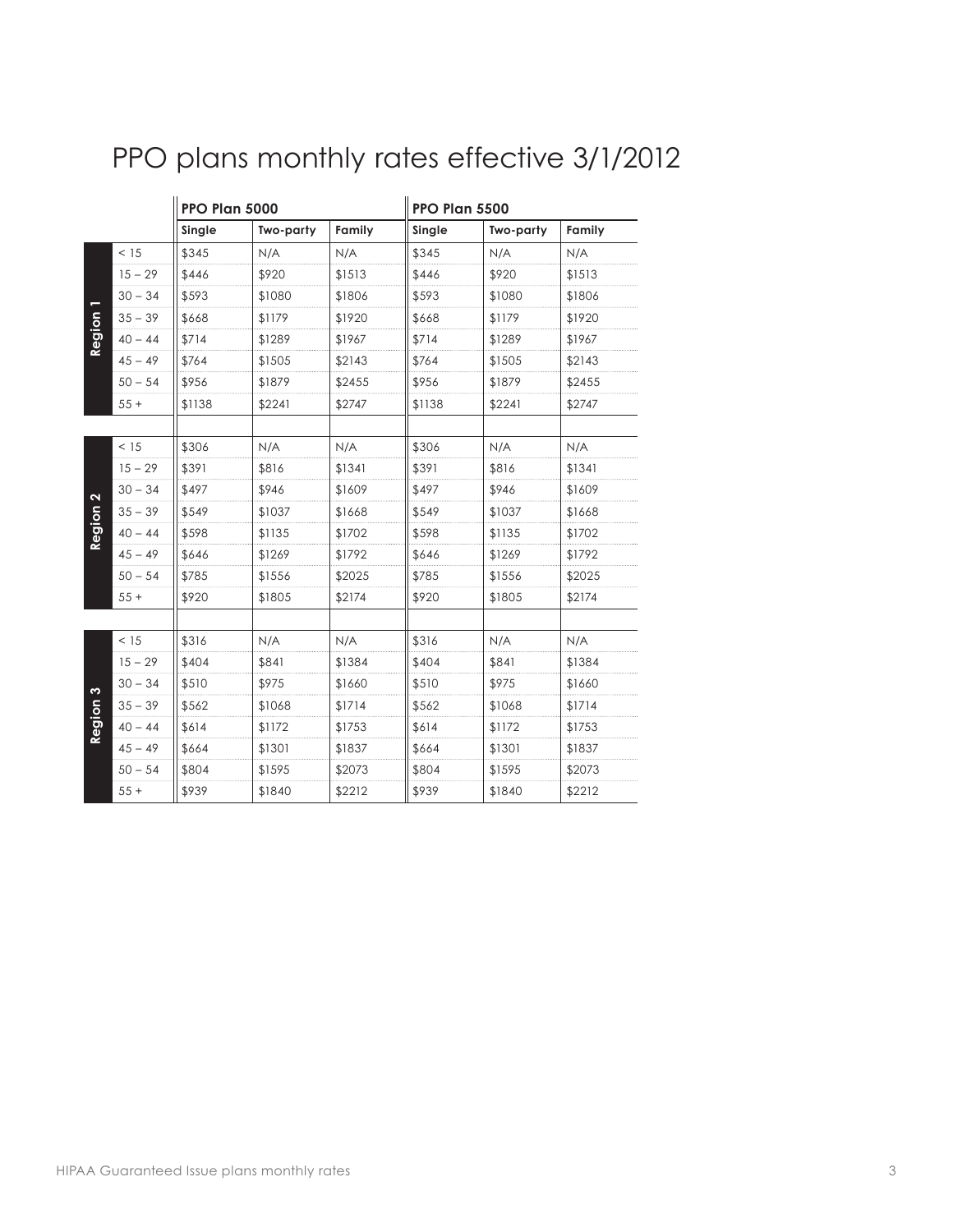# PPO plans monthly rates effective 3/1/2012

| | | PPO Plan 5000 | | | PPO Plan 5500 | | |
|---|---|---|---|---|---|---|---|
| | | Single | Two-party | Family | Single | Two-party | Family |
| Region 1 | < 15 | $345 | N/A | N/A | $345 | N/A | N/A |
| | 15 – 29 | $446 | $920 | $1513 | $446 | $920 | $1513 |
| | 30 – 34 | $593 | $1080 | $1806 | $593 | $1080 | $1806 |
| | 35 – 39 | $668 | $1179 | $1920 | $668 | $1179 | $1920 |
| | 40 – 44 | $714 | $1289 | $1967 | $714 | $1289 | $1967 |
| | 45 – 49 | $764 | $1505 | $2143 | $764 | $1505 | $2143 |
| | 50 – 54 | $956 | $1879 | $2455 | $956 | $1879 | $2455 |
| | 55 + | $1138 | $2241 | $2747 | $1138 | $2241 | $2747 |
| Region 2 | < 15 | $306 | N/A | N/A | $306 | N/A | N/A |
| | 15 – 29 | $391 | $816 | $1341 | $391 | $816 | $1341 |
| | 30 – 34 | $497 | $946 | $1609 | $497 | $946 | $1609 |
| | 35 – 39 | $549 | $1037 | $1668 | $549 | $1037 | $1668 |
| | 40 – 44 | $598 | $1135 | $1702 | $598 | $1135 | $1702 |
| | 45 – 49 | $646 | $1269 | $1792 | $646 | $1269 | $1792 |
| | 50 – 54 | $785 | $1556 | $2025 | $785 | $1556 | $2025 |
| | 55 + | $920 | $1805 | $2174 | $920 | $1805 | $2174 |
| Region 3 | < 15 | $316 | N/A | N/A | $316 | N/A | N/A |
| | 15 – 29 | $404 | $841 | $1384 | $404 | $841 | $1384 |
| | 30 – 34 | $510 | $975 | $1660 | $510 | $975 | $1660 |
| | 35 – 39 | $562 | $1068 | $1714 | $562 | $1068 | $1714 |
| | 40 – 44 | $614 | $1172 | $1753 | $614 | $1172 | $1753 |
| | 45 – 49 | $664 | $1301 | $1837 | $664 | $1301 | $1837 |
| | 50 – 54 | $804 | $1595 | $2073 | $804 | $1595 | $2073 |
| | 55 + | $939 | $1840 | $2212 | $939 | $1840 | $2212 |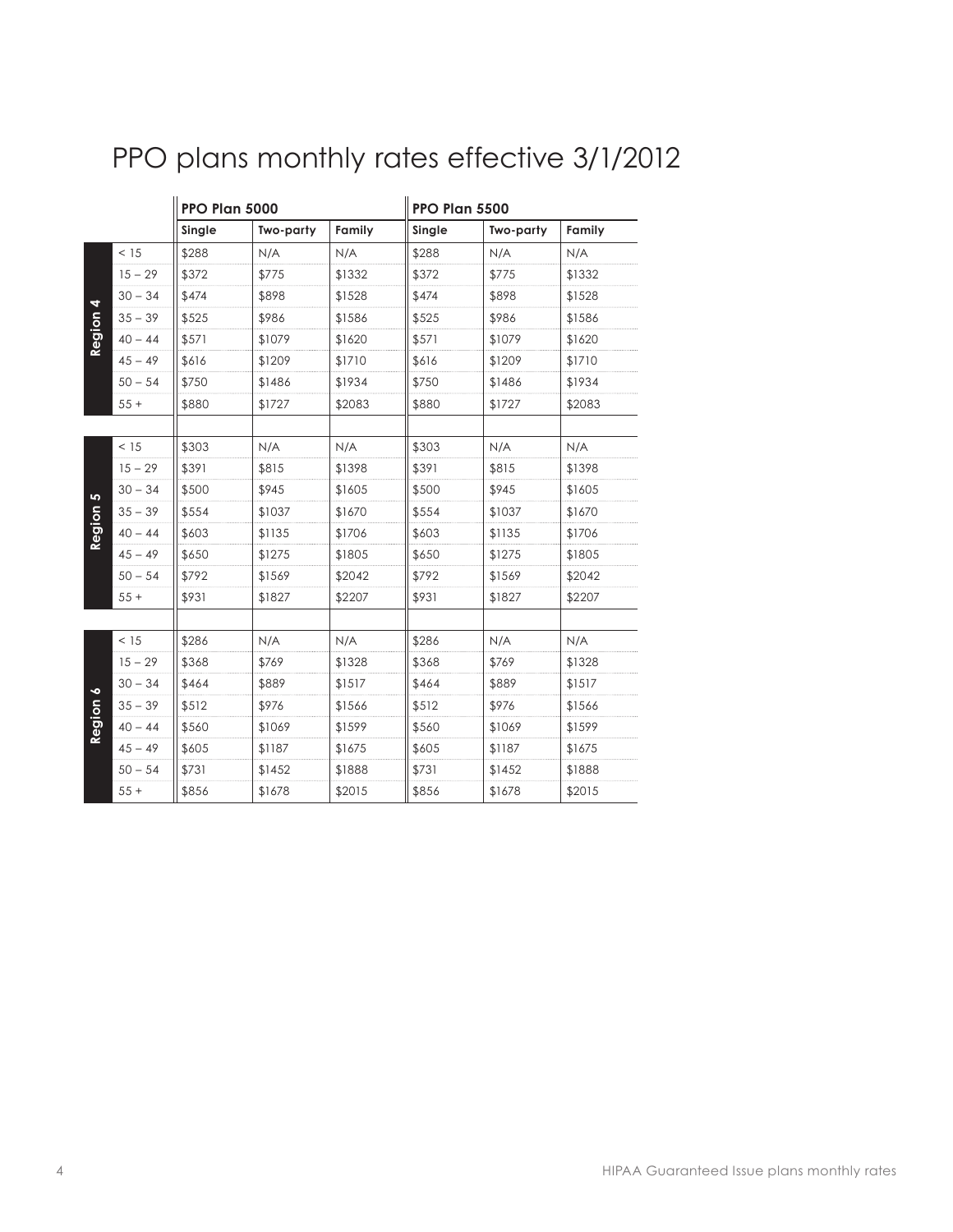# PPO plans monthly rates effective 3/1/2012

| | | PPO Plan 5000 | | | PPO Plan 5500 | | |
|---|---|---|---|---|---|---|---|
| | | Single | Two-party | Family | Single | Two-party | Family |
| Region 4 | < 15 | $288 | N/A | N/A | $288 | N/A | N/A |
| | 15 – 29 | $372 | $775 | $1332 | $372 | $775 | $1332 |
| | 30 – 34 | $474 | $898 | $1528 | $474 | $898 | $1528 |
| | 35 – 39 | $525 | $986 | $1586 | $525 | $986 | $1586 |
| | 40 – 44 | $571 | $1079 | $1620 | $571 | $1079 | $1620 |
| | 45 – 49 | $616 | $1209 | $1710 | $616 | $1209 | $1710 |
| | 50 – 54 | $750 | $1486 | $1934 | $750 | $1486 | $1934 |
| | 55 + | $880 | $1727 | $2083 | $880 | $1727 | $2083 |
| Region 5 | < 15 | $303 | N/A | N/A | $303 | N/A | N/A |
| | 15 – 29 | $391 | $815 | $1398 | $391 | $815 | $1398 |
| | 30 – 34 | $500 | $945 | $1605 | $500 | $945 | $1605 |
| | 35 – 39 | $554 | $1037 | $1670 | $554 | $1037 | $1670 |
| | 40 – 44 | $603 | $1135 | $1706 | $603 | $1135 | $1706 |
| | 45 – 49 | $650 | $1275 | $1805 | $650 | $1275 | $1805 |
| | 50 – 54 | $792 | $1569 | $2042 | $792 | $1569 | $2042 |
| | 55 + | $931 | $1827 | $2207 | $931 | $1827 | $2207 |
| Region 6 | < 15 | $286 | N/A | N/A | $286 | N/A | N/A |
| | 15 – 29 | $368 | $769 | $1328 | $368 | $769 | $1328 |
| | 30 – 34 | $464 | $889 | $1517 | $464 | $889 | $1517 |
| | 35 – 39 | $512 | $976 | $1566 | $512 | $976 | $1566 |
| | 40 – 44 | $560 | $1069 | $1599 | $560 | $1069 | $1599 |
| | 45 – 49 | $605 | $1187 | $1675 | $605 | $1187 | $1675 |
| | 50 – 54 | $731 | $1452 | $1888 | $731 | $1452 | $1888 |
| | 55 + | $856 | $1678 | $2015 | $856 | $1678 | $2015 |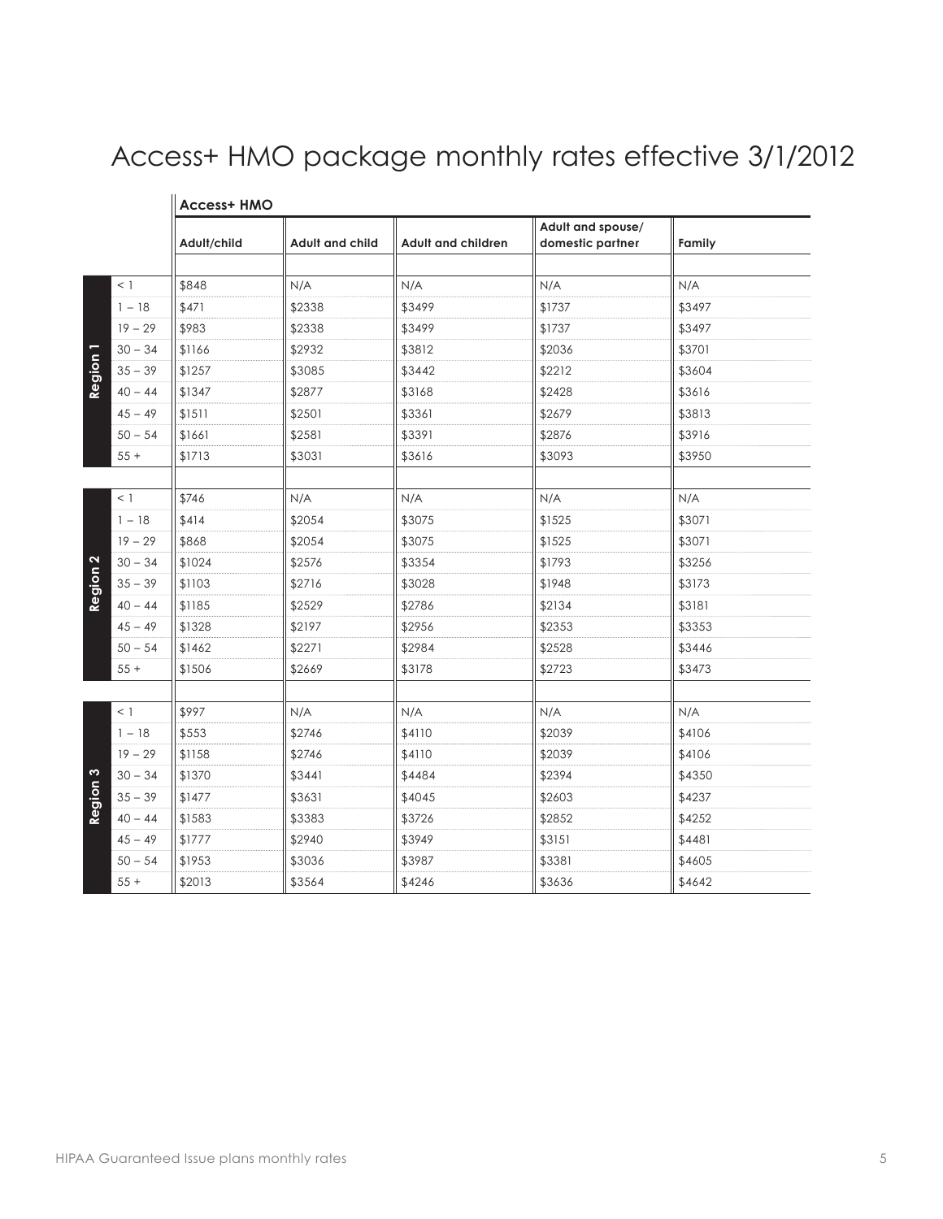# Access+ HMO package monthly rates effective 3/1/2012

| | | Access+ HMO | | | | |
|---|---|---|---|---|---|---|
| | | Adult/child | Adult and child | Adult and children | Adult and spouse/ domestic partner | Family |
| Region 1 | < 1 | $848 | N/A | N/A | N/A | N/A |
| | 1 – 18 | $471 | $2338 | $3499 | $1737 | $3497 |
| | 19 – 29 | $983 | $2338 | $3499 | $1737 | $3497 |
| | 30 – 34 | $1166 | $2932 | $3812 | $2036 | $3701 |
| | 35 – 39 | $1257 | $3085 | $3442 | $2212 | $3604 |
| | 40 – 44 | $1347 | $2877 | $3168 | $2428 | $3616 |
| | 45 – 49 | $1511 | $2501 | $3361 | $2679 | $3813 |
| | 50 – 54 | $1661 | $2581 | $3391 | $2876 | $3916 |
| | 55 + | $1713 | $3031 | $3616 | $3093 | $3950 |
| Region 2 | < 1 | $746 | N/A | N/A | N/A | N/A |
| | 1 – 18 | $414 | $2054 | $3075 | $1525 | $3071 |
| | 19 – 29 | $868 | $2054 | $3075 | $1525 | $3071 |
| | 30 – 34 | $1024 | $2576 | $3354 | $1793 | $3256 |
| | 35 – 39 | $1103 | $2716 | $3028 | $1948 | $3173 |
| | 40 – 44 | $1185 | $2529 | $2786 | $2134 | $3181 |
| | 45 – 49 | $1328 | $2197 | $2956 | $2353 | $3353 |
| | 50 – 54 | $1462 | $2271 | $2984 | $2528 | $3446 |
| | 55 + | $1506 | $2669 | $3178 | $2723 | $3473 |
| Region 3 | < 1 | $997 | N/A | N/A | N/A | N/A |
| | 1 – 18 | $553 | $2746 | $4110 | $2039 | $4106 |
| | 19 – 29 | $1158 | $2746 | $4110 | $2039 | $4106 |
| | 30 – 34 | $1370 | $3441 | $4484 | $2394 | $4350 |
| | 35 – 39 | $1477 | $3631 | $4045 | $2603 | $4237 |
| | 40 – 44 | $1583 | $3383 | $3726 | $2852 | $4252 |
| | 45 – 49 | $1777 | $2940 | $3949 | $3151 | $4481 |
| | 50 – 54 | $1953 | $3036 | $3987 | $3381 | $4605 |
| | 55 + | $2013 | $3564 | $4246 | $3636 | $4642 |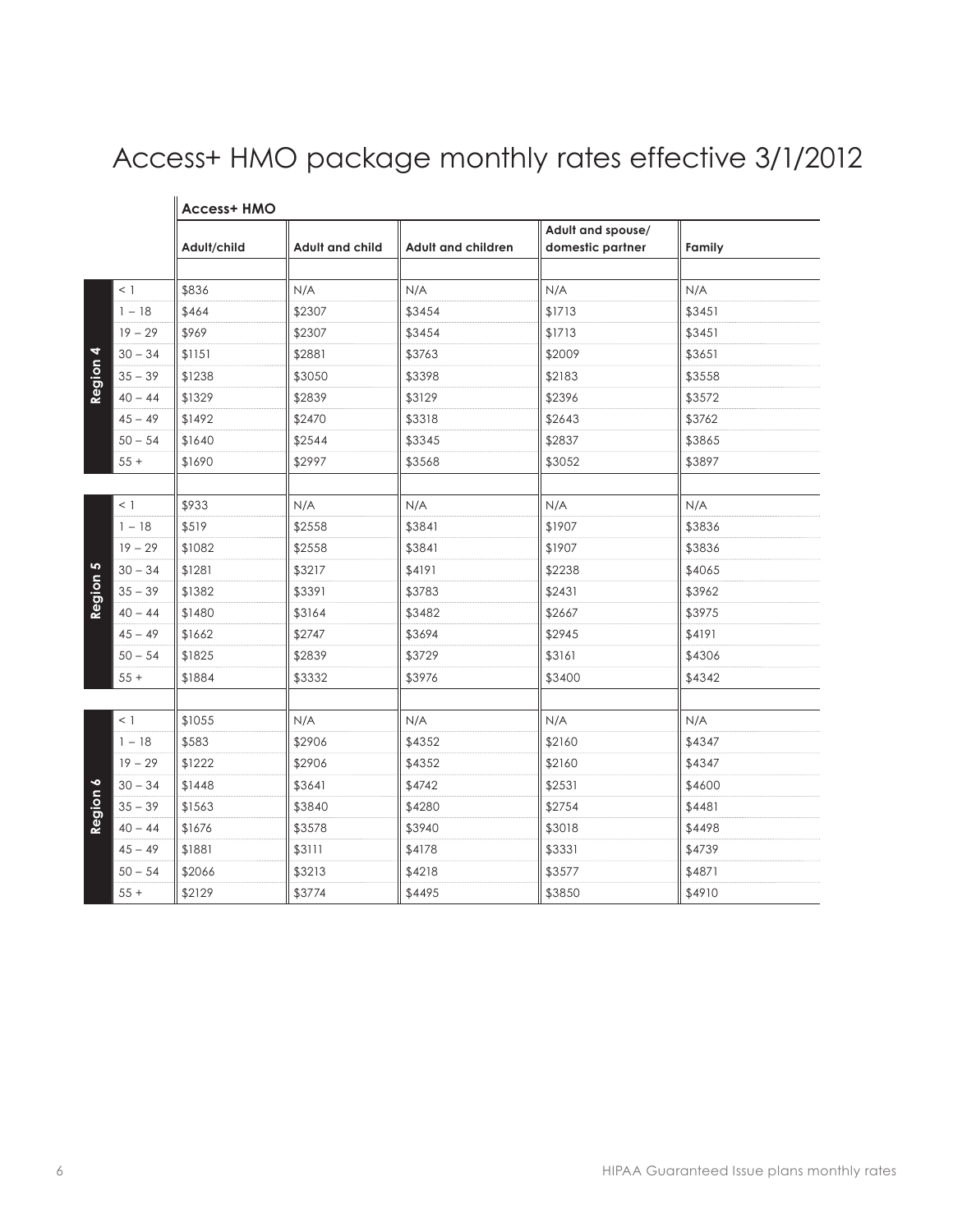# Access+ HMO package monthly rates effective 3/1/2012

| Region | Age | Access+ HMO | | | | |
|---|---|---|---|---|---|---|
| | | Adult/child | Adult and child | Adult and children | Adult and spouse/ domestic partner | Family |
| Region 4 | < 1 | $836 | N/A | N/A | N/A | N/A |
| | 1 – 18 | $464 | $2307 | $3454 | $1713 | $3451 |
| | 19 – 29 | $969 | $2307 | $3454 | $1713 | $3451 |
| | 30 – 34 | $1151 | $2881 | $3763 | $2009 | $3651 |
| | 35 – 39 | $1238 | $3050 | $3398 | $2183 | $3558 |
| | 40 – 44 | $1329 | $2839 | $3129 | $2396 | $3572 |
| | 45 – 49 | $1492 | $2470 | $3318 | $2643 | $3762 |
| | 50 – 54 | $1640 | $2544 | $3345 | $2837 | $3865 |
| | 55 + | $1690 | $2997 | $3568 | $3052 | $3897 |
| Region 5 | < 1 | $933 | N/A | N/A | N/A | N/A |
| | 1 – 18 | $519 | $2558 | $3841 | $1907 | $3836 |
| | 19 – 29 | $1082 | $2558 | $3841 | $1907 | $3836 |
| | 30 – 34 | $1281 | $3217 | $4191 | $2238 | $4065 |
| | 35 – 39 | $1382 | $3391 | $3783 | $2431 | $3962 |
| | 40 – 44 | $1480 | $3164 | $3482 | $2667 | $3975 |
| | 45 – 49 | $1662 | $2747 | $3694 | $2945 | $4191 |
| | 50 – 54 | $1825 | $2839 | $3729 | $3161 | $4306 |
| | 55 + | $1884 | $3332 | $3976 | $3400 | $4342 |
| Region 6 | < 1 | $1055 | N/A | N/A | N/A | N/A |
| | 1 – 18 | $583 | $2906 | $4352 | $2160 | $4347 |
| | 19 – 29 | $1222 | $2906 | $4352 | $2160 | $4347 |
| | 30 – 34 | $1448 | $3641 | $4742 | $2531 | $4600 |
| | 35 – 39 | $1563 | $3840 | $4280 | $2754 | $4481 |
| | 40 – 44 | $1676 | $3578 | $3940 | $3018 | $4498 |
| | 45 – 49 | $1881 | $3111 | $4178 | $3331 | $4739 |
| | 50 – 54 | $2066 | $3213 | $4218 | $3577 | $4871 |
| | 55 + | $2129 | $3774 | $4495 | $3850 | $4910 |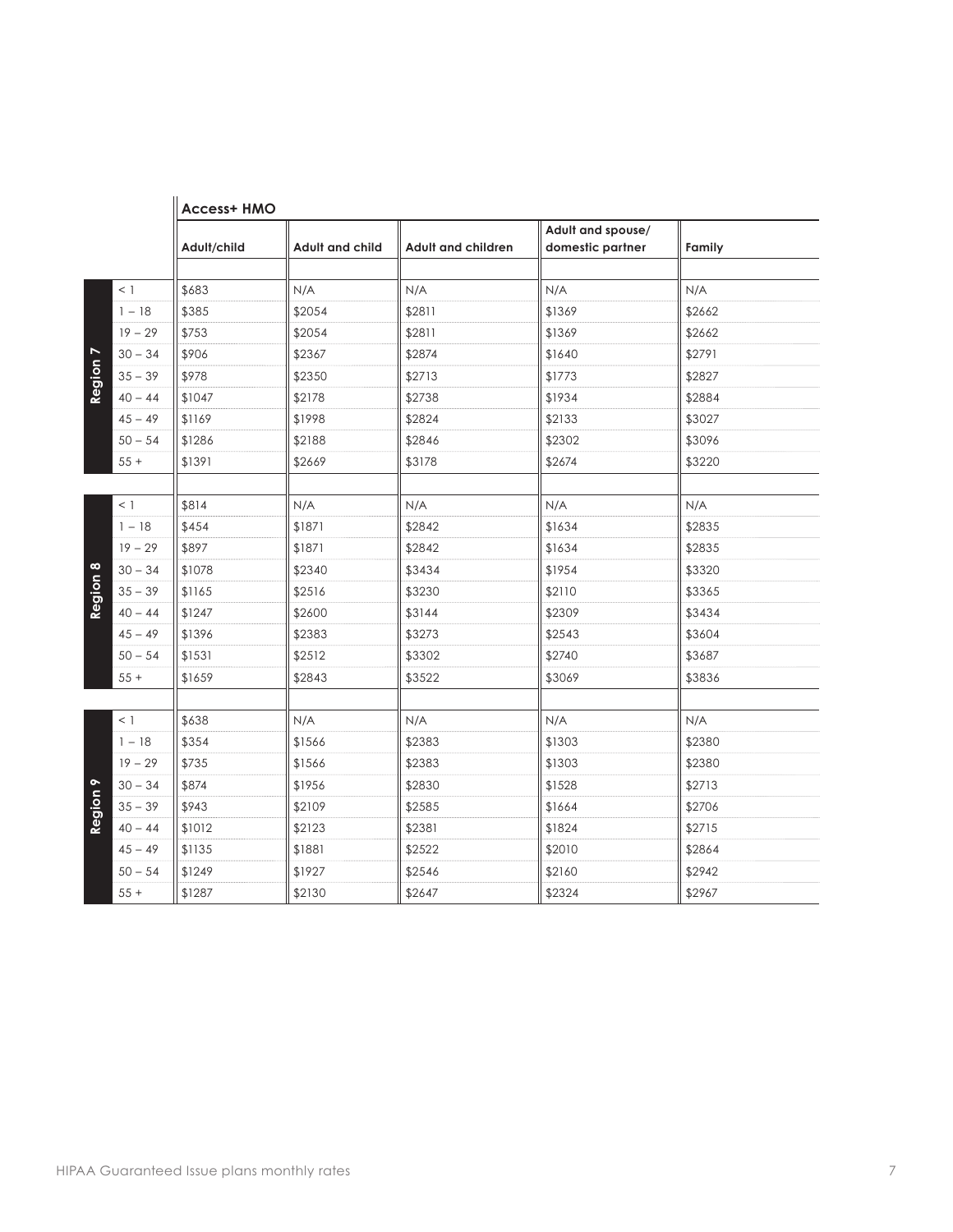| Region | Age | Access+ HMO Adult/child | Adult and child | Adult and children | Adult and spouse/ domestic partner | Family |
|---|---|---|---|---|---|---|
| Region 7 | < 1 | $683 | N/A | N/A | N/A | N/A |
| | 1 – 18 | $385 | $2054 | $2811 | $1369 | $2662 |
| | 19 – 29 | $753 | $2054 | $2811 | $1369 | $2662 |
| | 30 – 34 | $906 | $2367 | $2874 | $1640 | $2791 |
| | 35 – 39 | $978 | $2350 | $2713 | $1773 | $2827 |
| | 40 – 44 | $1047 | $2178 | $2738 | $1934 | $2884 |
| | 45 – 49 | $1169 | $1998 | $2824 | $2133 | $3027 |
| | 50 – 54 | $1286 | $2188 | $2846 | $2302 | $3096 |
| | 55 + | $1391 | $2669 | $3178 | $2674 | $3220 |
| Region 8 | < 1 | $814 | N/A | N/A | N/A | N/A |
| | 1 – 18 | $454 | $1871 | $2842 | $1634 | $2835 |
| | 19 – 29 | $897 | $1871 | $2842 | $1634 | $2835 |
| | 30 – 34 | $1078 | $2340 | $3434 | $1954 | $3320 |
| | 35 – 39 | $1165 | $2516 | $3230 | $2110 | $3365 |
| | 40 – 44 | $1247 | $2600 | $3144 | $2309 | $3434 |
| | 45 – 49 | $1396 | $2383 | $3273 | $2543 | $3604 |
| | 50 – 54 | $1531 | $2512 | $3302 | $2740 | $3687 |
| | 55 + | $1659 | $2843 | $3522 | $3069 | $3836 |
| Region 9 | < 1 | $638 | N/A | N/A | N/A | N/A |
| | 1 – 18 | $354 | $1566 | $2383 | $1303 | $2380 |
| | 19 – 29 | $735 | $1566 | $2383 | $1303 | $2380 |
| | 30 – 34 | $874 | $1956 | $2830 | $1528 | $2713 |
| | 35 – 39 | $943 | $2109 | $2585 | $1664 | $2706 |
| | 40 – 44 | $1012 | $2123 | $2381 | $1824 | $2715 |
| | 45 – 49 | $1135 | $1881 | $2522 | $2010 | $2864 |
| | 50 – 54 | $1249 | $1927 | $2546 | $2160 | $2942 |
| | 55 + | $1287 | $2130 | $2647 | $2324 | $2967 |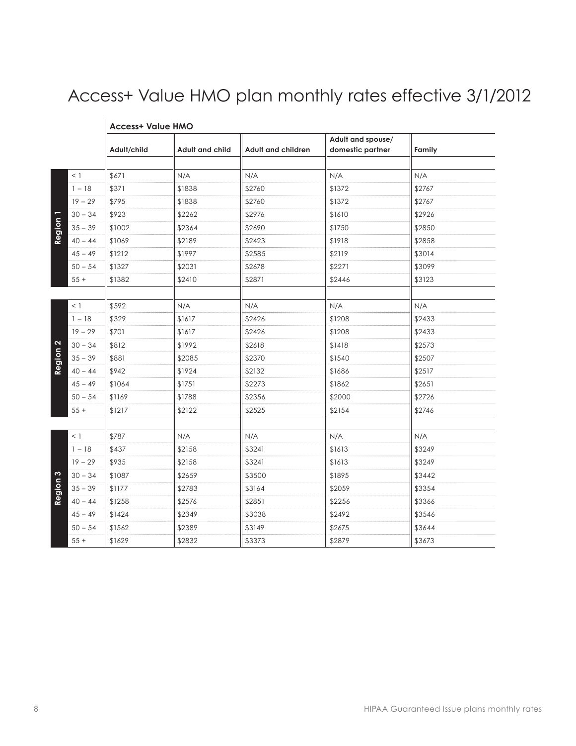# Access+ Value HMO plan monthly rates effective 3/1/2012

| | | Access+ Value HMO | | | | |
|---|---|---|---|---|---|---|
| | | Adult/child | Adult and child | Adult and children | Adult and spouse/ domestic partner | Family |
| Region 1 | < 1 | $671 | N/A | N/A | N/A | N/A |
| | 1 – 18 | $371 | $1838 | $2760 | $1372 | $2767 |
| | 19 – 29 | $795 | $1838 | $2760 | $1372 | $2767 |
| | 30 – 34 | $923 | $2262 | $2976 | $1610 | $2926 |
| | 35 – 39 | $1002 | $2364 | $2690 | $1750 | $2850 |
| | 40 – 44 | $1069 | $2189 | $2423 | $1918 | $2858 |
| | 45 – 49 | $1212 | $1997 | $2585 | $2119 | $3014 |
| | 50 – 54 | $1327 | $2031 | $2678 | $2271 | $3099 |
| | 55 + | $1382 | $2410 | $2871 | $2446 | $3123 |
| Region 2 | < 1 | $592 | N/A | N/A | N/A | N/A |
| | 1 – 18 | $329 | $1617 | $2426 | $1208 | $2433 |
| | 19 – 29 | $701 | $1617 | $2426 | $1208 | $2433 |
| | 30 – 34 | $812 | $1992 | $2618 | $1418 | $2573 |
| | 35 – 39 | $881 | $2085 | $2370 | $1540 | $2507 |
| | 40 – 44 | $942 | $1924 | $2132 | $1686 | $2517 |
| | 45 – 49 | $1064 | $1751 | $2273 | $1862 | $2651 |
| | 50 – 54 | $1169 | $1788 | $2356 | $2000 | $2726 |
| | 55 + | $1217 | $2122 | $2525 | $2154 | $2746 |
| Region 3 | < 1 | $787 | N/A | N/A | N/A | N/A |
| | 1 – 18 | $437 | $2158 | $3241 | $1613 | $3249 |
| | 19 – 29 | $935 | $2158 | $3241 | $1613 | $3249 |
| | 30 – 34 | $1087 | $2659 | $3500 | $1895 | $3442 |
| | 35 – 39 | $1177 | $2783 | $3164 | $2059 | $3354 |
| | 40 – 44 | $1258 | $2576 | $2851 | $2256 | $3366 |
| | 45 – 49 | $1424 | $2349 | $3038 | $2492 | $3546 |
| | 50 – 54 | $1562 | $2389 | $3149 | $2675 | $3644 |
| | 55 + | $1629 | $2832 | $3373 | $2879 | $3673 |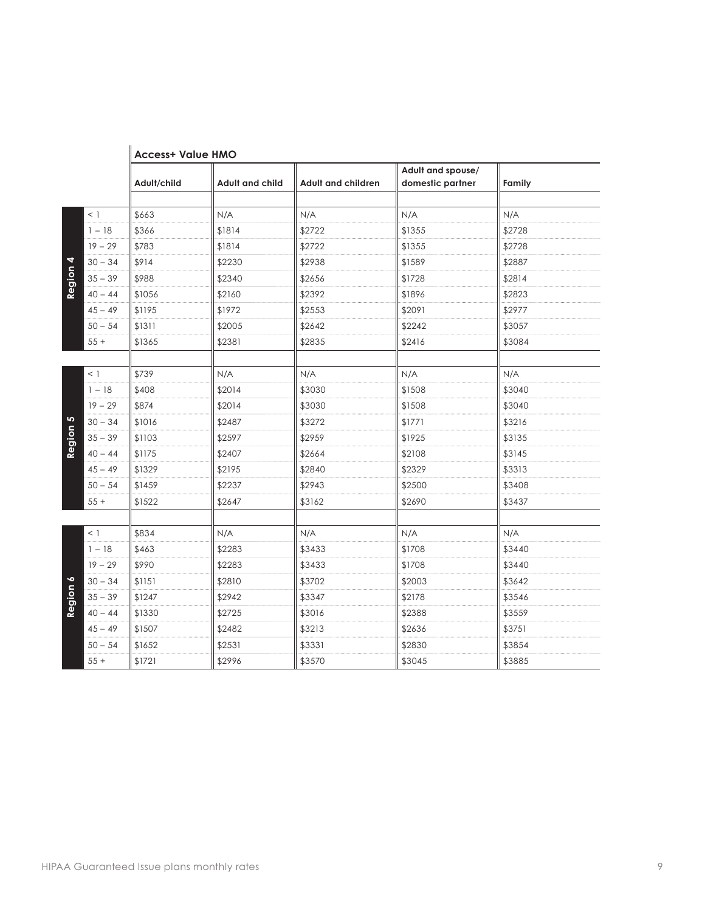| | | Access+ Value HMO | | | | |
|---|---|---|---|---|---|---|
| | | Adult/child | Adult and child | Adult and children | Adult and spouse/ domestic partner | Family |
| Region 4 | < 1 | $663 | N/A | N/A | N/A | N/A |
| | 1 – 18 | $366 | $1814 | $2722 | $1355 | $2728 |
| | 19 – 29 | $783 | $1814 | $2722 | $1355 | $2728 |
| | 30 – 34 | $914 | $2230 | $2938 | $1589 | $2887 |
| | 35 – 39 | $988 | $2340 | $2656 | $1728 | $2814 |
| | 40 – 44 | $1056 | $2160 | $2392 | $1896 | $2823 |
| | 45 – 49 | $1195 | $1972 | $2553 | $2091 | $2977 |
| | 50 – 54 | $1311 | $2005 | $2642 | $2242 | $3057 |
| | 55 + | $1365 | $2381 | $2835 | $2416 | $3084 |
| Region 5 | < 1 | $739 | N/A | N/A | N/A | N/A |
| | 1 – 18 | $408 | $2014 | $3030 | $1508 | $3040 |
| | 19 – 29 | $874 | $2014 | $3030 | $1508 | $3040 |
| | 30 – 34 | $1016 | $2487 | $3272 | $1771 | $3216 |
| | 35 – 39 | $1103 | $2597 | $2959 | $1925 | $3135 |
| | 40 – 44 | $1175 | $2407 | $2664 | $2108 | $3145 |
| | 45 – 49 | $1329 | $2195 | $2840 | $2329 | $3313 |
| | 50 – 54 | $1459 | $2237 | $2943 | $2500 | $3408 |
| | 55 + | $1522 | $2647 | $3162 | $2690 | $3437 |
| Region 6 | < 1 | $834 | N/A | N/A | N/A | N/A |
| | 1 – 18 | $463 | $2283 | $3433 | $1708 | $3440 |
| | 19 – 29 | $990 | $2283 | $3433 | $1708 | $3440 |
| | 30 – 34 | $1151 | $2810 | $3702 | $2003 | $3642 |
| | 35 – 39 | $1247 | $2942 | $3347 | $2178 | $3546 |
| | 40 – 44 | $1330 | $2725 | $3016 | $2388 | $3559 |
| | 45 – 49 | $1507 | $2482 | $3213 | $2636 | $3751 |
| | 50 – 54 | $1652 | $2531 | $3331 | $2830 | $3854 |
| | 55 + | $1721 | $2996 | $3570 | $3045 | $3885 |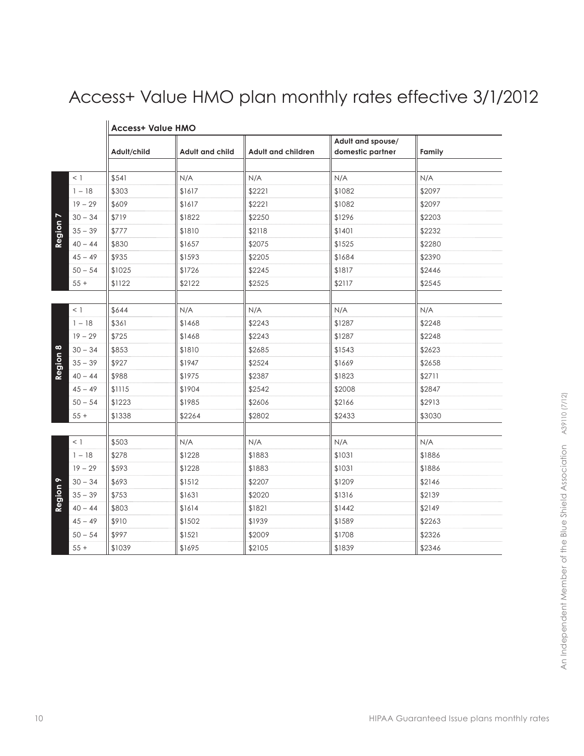# Access+ Value HMO plan monthly rates effective 3/1/2012

| | | Access+ Value HMO | | | | |
|---|---|---|---|---|---|---|
| | | Adult/child | Adult and child | Adult and children | Adult and spouse/ domestic partner | Family |
| Region 7 | < 1 | $541 | N/A | N/A | N/A | N/A |
| | 1 – 18 | $303 | $1617 | $2221 | $1082 | $2097 |
| | 19 – 29 | $609 | $1617 | $2221 | $1082 | $2097 |
| | 30 – 34 | $719 | $1822 | $2250 | $1296 | $2203 |
| | 35 – 39 | $777 | $1810 | $2118 | $1401 | $2232 |
| | 40 – 44 | $830 | $1657 | $2075 | $1525 | $2280 |
| | 45 – 49 | $935 | $1593 | $2205 | $1684 | $2390 |
| | 50 – 54 | $1025 | $1726 | $2245 | $1817 | $2446 |
| | 55 + | $1122 | $2122 | $2525 | $2117 | $2545 |
| Region 8 | < 1 | $644 | N/A | N/A | N/A | N/A |
| | 1 – 18 | $361 | $1468 | $2243 | $1287 | $2248 |
| | 19 – 29 | $725 | $1468 | $2243 | $1287 | $2248 |
| | 30 – 34 | $853 | $1810 | $2685 | $1543 | $2623 |
| | 35 – 39 | $927 | $1947 | $2524 | $1669 | $2658 |
| | 40 – 44 | $988 | $1975 | $2387 | $1823 | $2711 |
| | 45 – 49 | $1115 | $1904 | $2542 | $2008 | $2847 |
| | 50 – 54 | $1223 | $1985 | $2606 | $2166 | $2913 |
| | 55 + | $1338 | $2264 | $2802 | $2433 | $3030 |
| Region 9 | < 1 | $503 | N/A | N/A | N/A | N/A |
| | 1 – 18 | $278 | $1228 | $1883 | $1031 | $1886 |
| | 19 – 29 | $593 | $1228 | $1883 | $1031 | $1886 |
| | 30 – 34 | $693 | $1512 | $2207 | $1209 | $2146 |
| | 35 – 39 | $753 | $1631 | $2020 | $1316 | $2139 |
| | 40 – 44 | $803 | $1614 | $1821 | $1442 | $2149 |
| | 45 – 49 | $910 | $1502 | $1939 | $1589 | $2263 |
| | 50 – 54 | $997 | $1521 | $2009 | $1708 | $2326 |
| | 55 + | $1039 | $1695 | $2105 | $1839 | $2346 |

An Independent Member of the Blue Shield Association A39110 (7/12)